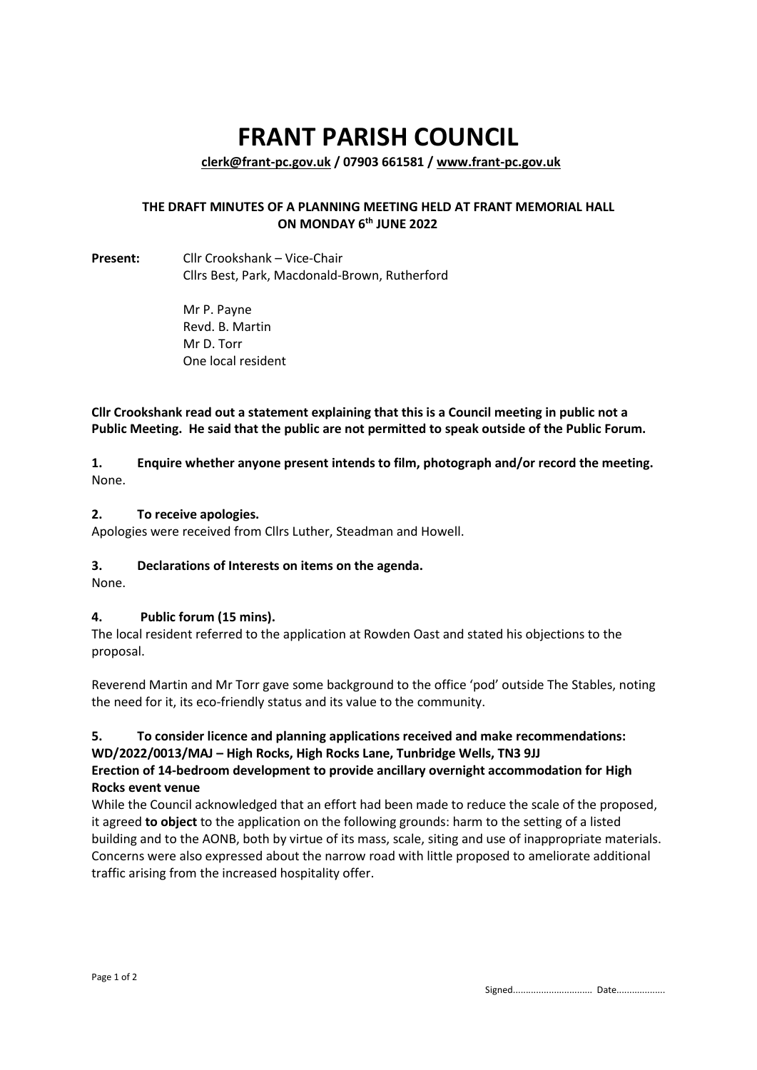# FRANT PARISH COUNCIL

**clerk@frant-pc.gov.uk / 07903 661581 / www.frant-pc.gov.uk**

**THE DRAFT MINUTES OF A PLANNING MEETING HELD AT FRANT MEMORIAL HALL ON MONDAY 6th JUNE 2022**

**Present:** Cllr Crookshank – Vice-Chair
Cllrs Best, Park, Macdonald-Brown, Rutherford

Mr P. Payne
Revd. B. Martin
Mr D. Torr
One local resident

**Cllr Crookshank read out a statement explaining that this is a Council meeting in public not a Public Meeting. He said that the public are not permitted to speak outside of the Public Forum.**

**1. Enquire whether anyone present intends to film, photograph and/or record the meeting.**
None.

**2. To receive apologies.**
Apologies were received from Cllrs Luther, Steadman and Howell.

**3. Declarations of Interests on items on the agenda.**
None.

**4. Public forum (15 mins).**
The local resident referred to the application at Rowden Oast and stated his objections to the proposal.

Reverend Martin and Mr Torr gave some background to the office 'pod' outside The Stables, noting the need for it, its eco-friendly status and its value to the community.

**5. To consider licence and planning applications received and make recommendations:**
**WD/2022/0013/MAJ – High Rocks, High Rocks Lane, Tunbridge Wells, TN3 9JJ**
**Erection of 14-bedroom development to provide ancillary overnight accommodation for High Rocks event venue**
While the Council acknowledged that an effort had been made to reduce the scale of the proposed, it agreed **to object** to the application on the following grounds: harm to the setting of a listed building and to the AONB, both by virtue of its mass, scale, siting and use of inappropriate materials. Concerns were also expressed about the narrow road with little proposed to ameliorate additional traffic arising from the increased hospitality offer.

Signed............................... Date...................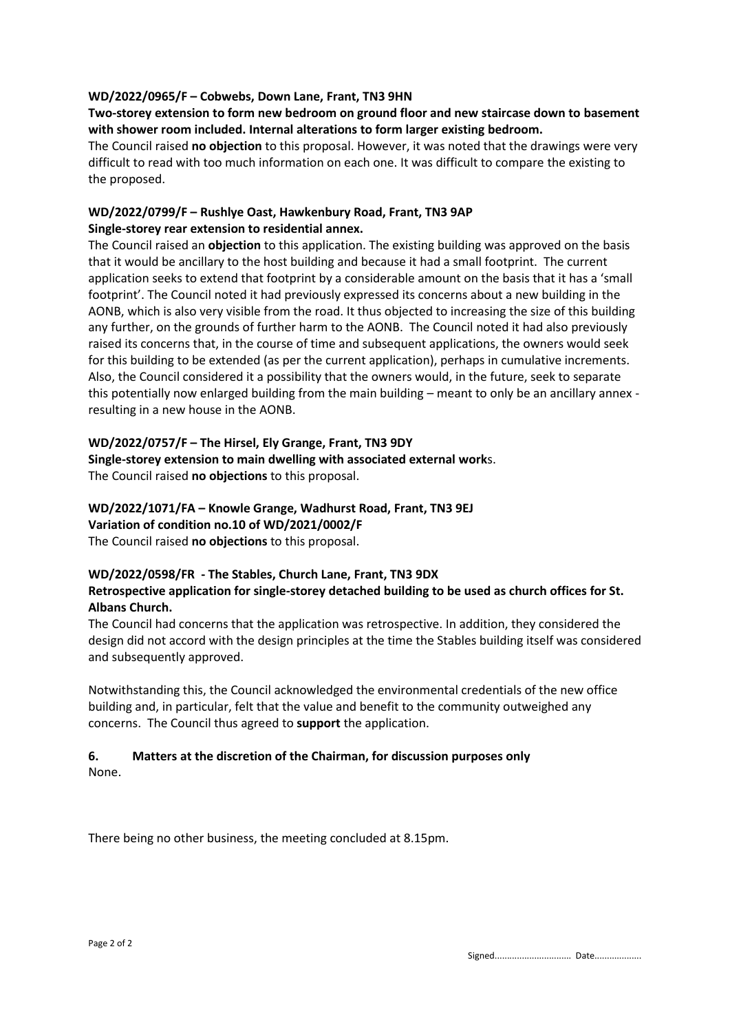**WD/2022/0965/F – Cobwebs, Down Lane, Frant, TN3 9HN**

**Two-storey extension to form new bedroom on ground floor and new staircase down to basement with shower room included. Internal alterations to form larger existing bedroom.**

The Council raised **no objection** to this proposal. However, it was noted that the drawings were very difficult to read with too much information on each one. It was difficult to compare the existing to the proposed.

**WD/2022/0799/F – Rushlye Oast, Hawkenbury Road, Frant, TN3 9AP**

**Single-storey rear extension to residential annex.**

The Council raised an **objection** to this application. The existing building was approved on the basis that it would be ancillary to the host building and because it had a small footprint. The current application seeks to extend that footprint by a considerable amount on the basis that it has a 'small footprint'. The Council noted it had previously expressed its concerns about a new building in the AONB, which is also very visible from the road. It thus objected to increasing the size of this building any further, on the grounds of further harm to the AONB. The Council noted it had also previously raised its concerns that, in the course of time and subsequent applications, the owners would seek for this building to be extended (as per the current application), perhaps in cumulative increments. Also, the Council considered it a possibility that the owners would, in the future, seek to separate this potentially now enlarged building from the main building – meant to only be an ancillary annex - resulting in a new house in the AONB.

**WD/2022/0757/F – The Hirsel, Ely Grange, Frant, TN3 9DY**

**Single-storey extension to main dwelling with associated external work**s.

The Council raised **no objections** to this proposal.

**WD/2022/1071/FA – Knowle Grange, Wadhurst Road, Frant, TN3 9EJ**

**Variation of condition no.10 of WD/2021/0002/F**

The Council raised **no objections** to this proposal.

**WD/2022/0598/FR - The Stables, Church Lane, Frant, TN3 9DX**

**Retrospective application for single-storey detached building to be used as church offices for St. Albans Church.**

The Council had concerns that the application was retrospective. In addition, they considered the design did not accord with the design principles at the time the Stables building itself was considered and subsequently approved.

Notwithstanding this, the Council acknowledged the environmental credentials of the new office building and, in particular, felt that the value and benefit to the community outweighed any concerns. The Council thus agreed to **support** the application.

## 6. Matters at the discretion of the Chairman, for discussion purposes only

None.

There being no other business, the meeting concluded at 8.15pm.

Signed............................... Date...................